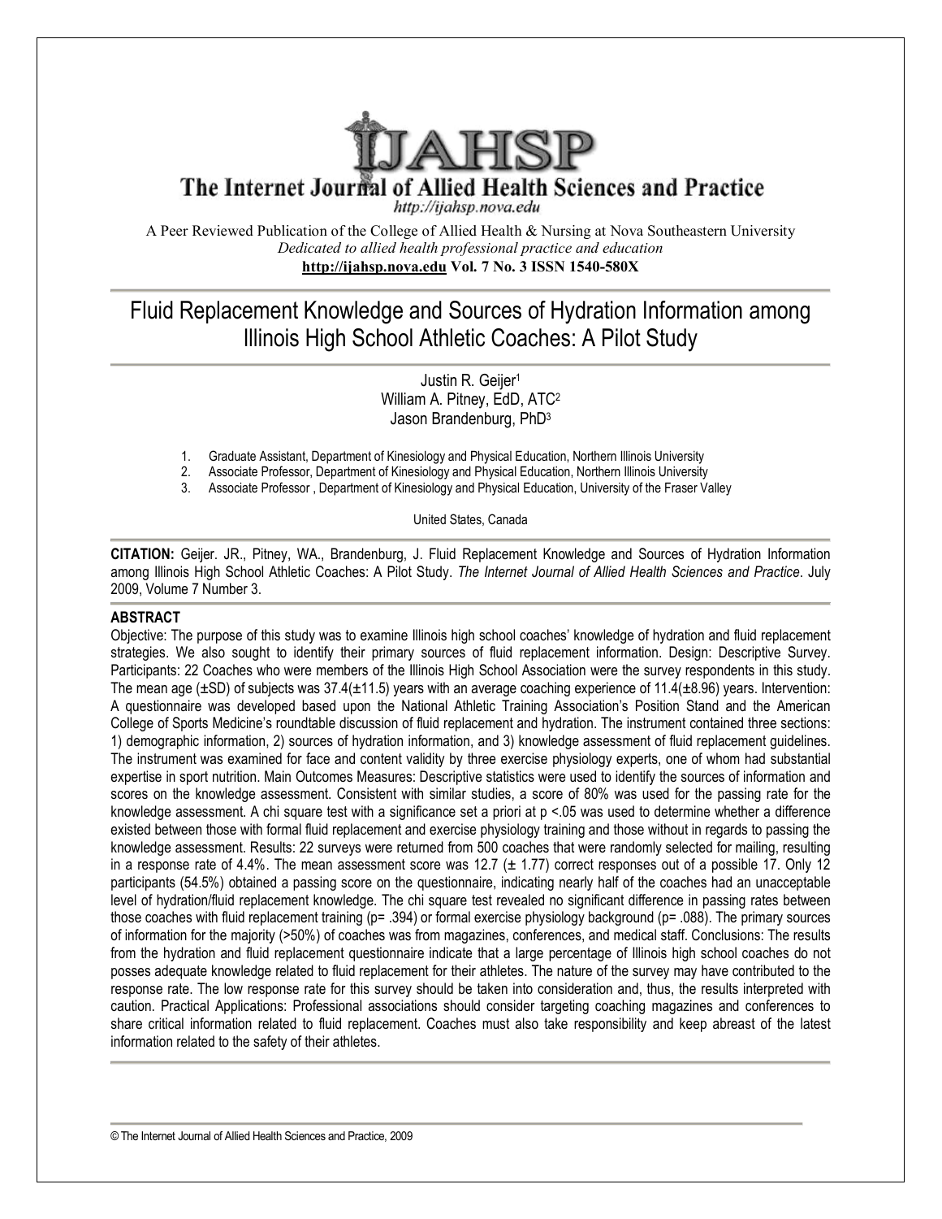# IJAHSP

## The Internet Journal of Allied Health Sciences and Practice

http://ijahsp.nova.edu

A Peer Reviewed Publication of the College of Allied Health & Nursing at Nova Southeastern University
*Dedicated to allied health professional practice and education*
**http://ijahsp.nova.edu Vol. 7 No. 3 ISSN 1540-580X**

# Fluid Replacement Knowledge and Sources of Hydration Information among Illinois High School Athletic Coaches: A Pilot Study

Justin R. Geijer[1]
William A. Pitney, EdD, ATC[2]
Jason Brandenburg, PhD[3]

1. Graduate Assistant, Department of Kinesiology and Physical Education, Northern Illinois University
2. Associate Professor, Department of Kinesiology and Physical Education, Northern Illinois University
3. Associate Professor , Department of Kinesiology and Physical Education, University of the Fraser Valley

United States, Canada

**CITATION:** Geijer. JR., Pitney, WA., Brandenburg, J. Fluid Replacement Knowledge and Sources of Hydration Information among Illinois High School Athletic Coaches: A Pilot Study. *The Internet Journal of Allied Health Sciences and Practice*. July 2009, Volume 7 Number 3.

## ABSTRACT

Objective: The purpose of this study was to examine Illinois high school coaches' knowledge of hydration and fluid replacement strategies. We also sought to identify their primary sources of fluid replacement information. Design: Descriptive Survey. Participants: 22 Coaches who were members of the Illinois High School Association were the survey respondents in this study. The mean age (±SD) of subjects was 37.4(±11.5) years with an average coaching experience of 11.4(±8.96) years. Intervention: A questionnaire was developed based upon the National Athletic Training Association's Position Stand and the American College of Sports Medicine's roundtable discussion of fluid replacement and hydration. The instrument contained three sections: 1) demographic information, 2) sources of hydration information, and 3) knowledge assessment of fluid replacement guidelines. The instrument was examined for face and content validity by three exercise physiology experts, one of whom had substantial expertise in sport nutrition. Main Outcomes Measures: Descriptive statistics were used to identify the sources of information and scores on the knowledge assessment. Consistent with similar studies, a score of 80% was used for the passing rate for the knowledge assessment. A chi square test with a significance set a priori at $p < .05$ was used to determine whether a difference existed between those with formal fluid replacement and exercise physiology training and those without in regards to passing the knowledge assessment. Results: 22 surveys were returned from 500 coaches that were randomly selected for mailing, resulting in a response rate of 4.4%. The mean assessment score was 12.7 (± 1.77) correct responses out of a possible 17. Only 12 participants (54.5%) obtained a passing score on the questionnaire, indicating nearly half of the coaches had an unacceptable level of hydration/fluid replacement knowledge. The chi square test revealed no significant difference in passing rates between those coaches with fluid replacement training ($p = .394$) or formal exercise physiology background ($p = .088$). The primary sources of information for the majority (>50%) of coaches was from magazines, conferences, and medical staff. Conclusions: The results from the hydration and fluid replacement questionnaire indicate that a large percentage of Illinois high school coaches do not posses adequate knowledge related to fluid replacement for their athletes. The nature of the survey may have contributed to the response rate. The low response rate for this survey should be taken into consideration and, thus, the results interpreted with caution. Practical Applications: Professional associations should consider targeting coaching magazines and conferences to share critical information related to fluid replacement. Coaches must also take responsibility and keep abreast of the latest information related to the safety of their athletes.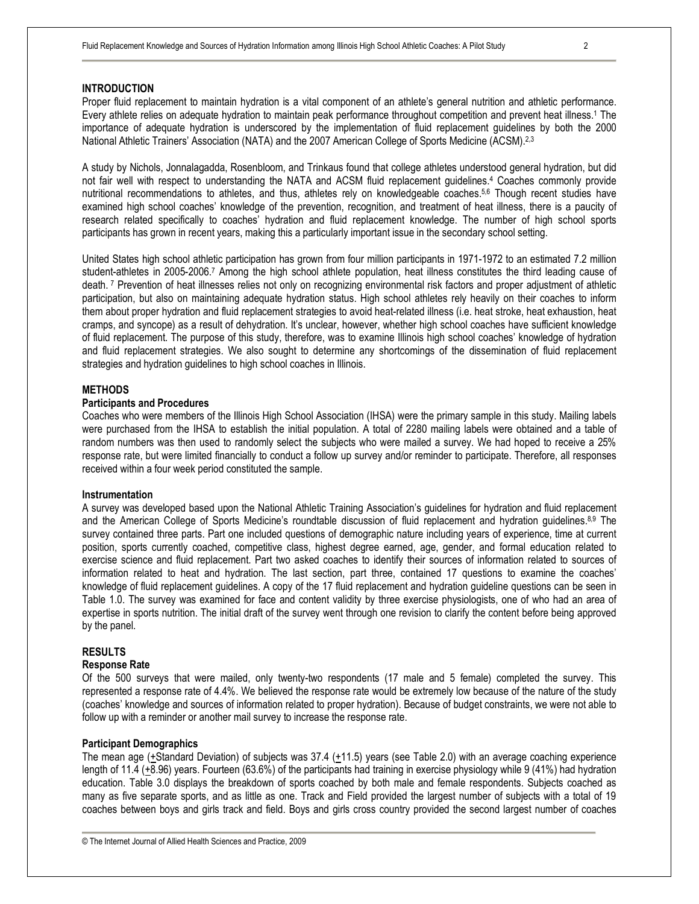## INTRODUCTION

Proper fluid replacement to maintain hydration is a vital component of an athlete's general nutrition and athletic performance. Every athlete relies on adequate hydration to maintain peak performance throughout competition and prevent heat illness.[1] The importance of adequate hydration is underscored by the implementation of fluid replacement guidelines by both the 2000 National Athletic Trainers' Association (NATA) and the 2007 American College of Sports Medicine (ACSM).[2,3]

A study by Nichols, Jonnalagadda, Rosenbloom, and Trinkaus found that college athletes understood general hydration, but did not fair well with respect to understanding the NATA and ACSM fluid replacement guidelines.[4] Coaches commonly provide nutritional recommendations to athletes, and thus, athletes rely on knowledgeable coaches.[5,6] Though recent studies have examined high school coaches' knowledge of the prevention, recognition, and treatment of heat illness, there is a paucity of research related specifically to coaches' hydration and fluid replacement knowledge. The number of high school sports participants has grown in recent years, making this a particularly important issue in the secondary school setting.

United States high school athletic participation has grown from four million participants in 1971-1972 to an estimated 7.2 million student-athletes in 2005-2006.[7] Among the high school athlete population, heat illness constitutes the third leading cause of death.[7] Prevention of heat illnesses relies not only on recognizing environmental risk factors and proper adjustment of athletic participation, but also on maintaining adequate hydration status. High school athletes rely heavily on their coaches to inform them about proper hydration and fluid replacement strategies to avoid heat-related illness (i.e. heat stroke, heat exhaustion, heat cramps, and syncope) as a result of dehydration. It's unclear, however, whether high school coaches have sufficient knowledge of fluid replacement. The purpose of this study, therefore, was to examine Illinois high school coaches' knowledge of hydration and fluid replacement strategies. We also sought to determine any shortcomings of the dissemination of fluid replacement strategies and hydration guidelines to high school coaches in Illinois.

## METHODS

### Participants and Procedures

Coaches who were members of the Illinois High School Association (IHSA) were the primary sample in this study. Mailing labels were purchased from the IHSA to establish the initial population. A total of 2280 mailing labels were obtained and a table of random numbers was then used to randomly select the subjects who were mailed a survey. We had hoped to receive a 25% response rate, but were limited financially to conduct a follow up survey and/or reminder to participate. Therefore, all responses received within a four week period constituted the sample.

### Instrumentation

A survey was developed based upon the National Athletic Training Association's guidelines for hydration and fluid replacement and the American College of Sports Medicine's roundtable discussion of fluid replacement and hydration guidelines.[8,9] The survey contained three parts. Part one included questions of demographic nature including years of experience, time at current position, sports currently coached, competitive class, highest degree earned, age, gender, and formal education related to exercise science and fluid replacement. Part two asked coaches to identify their sources of information related to sources of information related to heat and hydration. The last section, part three, contained 17 questions to examine the coaches' knowledge of fluid replacement guidelines. A copy of the 17 fluid replacement and hydration guideline questions can be seen in Table 1.0. The survey was examined for face and content validity by three exercise physiologists, one of who had an area of expertise in sports nutrition. The initial draft of the survey went through one revision to clarify the content before being approved by the panel.

## RESULTS

### Response Rate

Of the 500 surveys that were mailed, only twenty-two respondents (17 male and 5 female) completed the survey. This represented a response rate of 4.4%. We believed the response rate would be extremely low because of the nature of the study (coaches' knowledge and sources of information related to proper hydration). Because of budget constraints, we were not able to follow up with a reminder or another mail survey to increase the response rate.

### Participant Demographics

The mean age (±Standard Deviation) of subjects was 37.4 (±11.5) years (see Table 2.0) with an average coaching experience length of 11.4 (±8.96) years. Fourteen (63.6%) of the participants had training in exercise physiology while 9 (41%) had hydration education. Table 3.0 displays the breakdown of sports coached by both male and female respondents. Subjects coached as many as five separate sports, and as little as one. Track and Field provided the largest number of subjects with a total of 19 coaches between boys and girls track and field. Boys and girls cross country provided the second largest number of coaches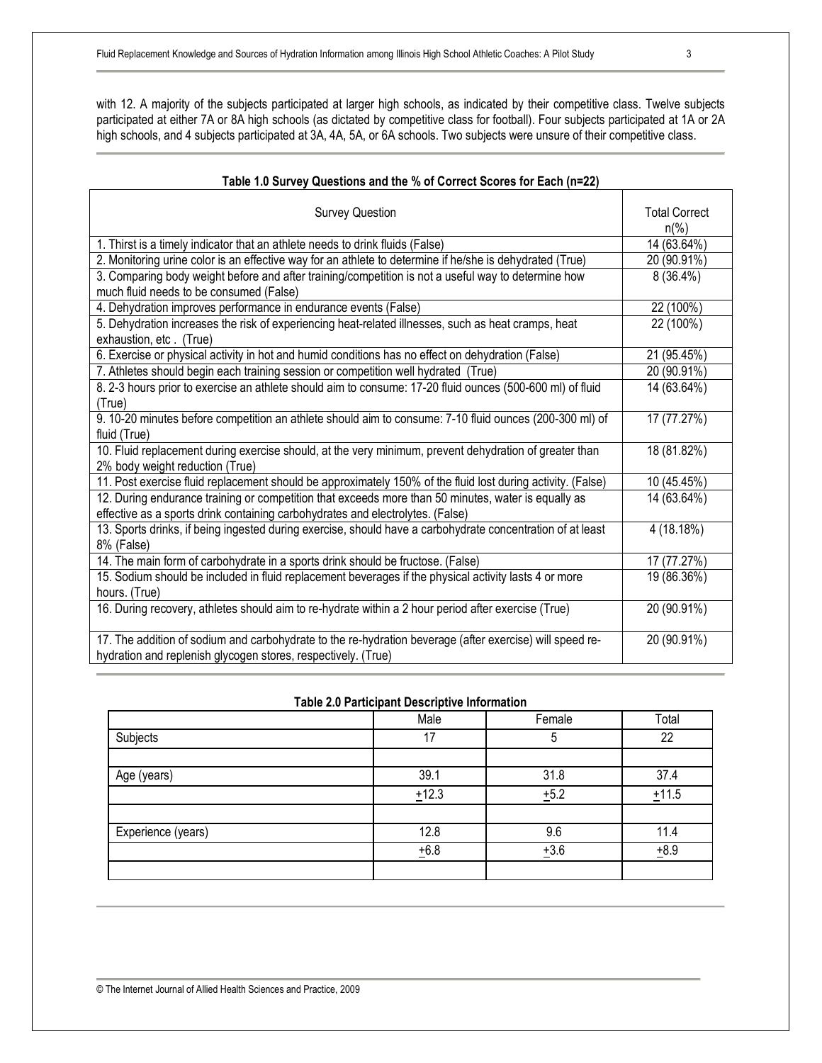with 12. A majority of the subjects participated at larger high schools, as indicated by their competitive class. Twelve subjects participated at either 7A or 8A high schools (as dictated by competitive class for football). Four subjects participated at 1A or 2A high schools, and 4 subjects participated at 3A, 4A, 5A, or 6A schools. Two subjects were unsure of their competitive class.

**Table 1.0 Survey Questions and the % of Correct Scores for Each (n=22)**

| Survey Question | Total Correct n(%) |
|---|---|
| 1. Thirst is a timely indicator that an athlete needs to drink fluids (False) | 14 (63.64%) |
| 2. Monitoring urine color is an effective way for an athlete to determine if he/she is dehydrated (True) | 20 (90.91%) |
| 3. Comparing body weight before and after training/competition is not a useful way to determine how much fluid needs to be consumed (False) | 8 (36.4%) |
| 4. Dehydration improves performance in endurance events (False) | 22 (100%) |
| 5. Dehydration increases the risk of experiencing heat-related illnesses, such as heat cramps, heat exhaustion, etc . (True) | 22 (100%) |
| 6. Exercise or physical activity in hot and humid conditions has no effect on dehydration (False) | 21 (95.45%) |
| 7. Athletes should begin each training session or competition well hydrated (True) | 20 (90.91%) |
| 8. 2-3 hours prior to exercise an athlete should aim to consume: 17-20 fluid ounces (500-600 ml) of fluid (True) | 14 (63.64%) |
| 9. 10-20 minutes before competition an athlete should aim to consume: 7-10 fluid ounces (200-300 ml) of fluid (True) | 17 (77.27%) |
| 10. Fluid replacement during exercise should, at the very minimum, prevent dehydration of greater than 2% body weight reduction (True) | 18 (81.82%) |
| 11. Post exercise fluid replacement should be approximately 150% of the fluid lost during activity. (False) | 10 (45.45%) |
| 12. During endurance training or competition that exceeds more than 50 minutes, water is equally as effective as a sports drink containing carbohydrates and electrolytes. (False) | 14 (63.64%) |
| 13. Sports drinks, if being ingested during exercise, should have a carbohydrate concentration of at least 8% (False) | 4 (18.18%) |
| 14. The main form of carbohydrate in a sports drink should be fructose. (False) | 17 (77.27%) |
| 15. Sodium should be included in fluid replacement beverages if the physical activity lasts 4 or more hours. (True) | 19 (86.36%) |
| 16. During recovery, athletes should aim to re-hydrate within a 2 hour period after exercise (True) | 20 (90.91%) |
| 17. The addition of sodium and carbohydrate to the re-hydration beverage (after exercise) will speed re-hydration and replenish glycogen stores, respectively. (True) | 20 (90.91%) |

**Table 2.0 Participant Descriptive Information**

| | Male | Female | Total |
|---|---|---|---|
| Subjects | 17 | 5 | 22 |
| | | | |
| Age (years) | 39.1 | 31.8 | 37.4 |
| | ±12.3 | ±5.2 | ±11.5 |
| | | | |
| Experience (years) | 12.8 | 9.6 | 11.4 |
| | ±6.8 | ±3.6 | ±8.9 |
| | | | |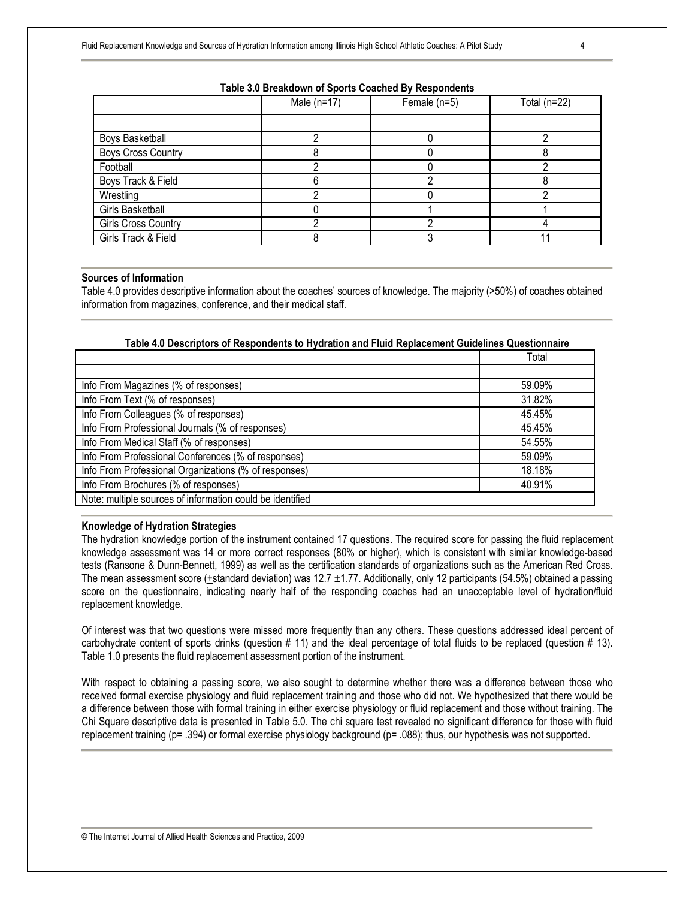**Table 3.0 Breakdown of Sports Coached By Respondents**

| | Male (n=17) | Female (n=5) | Total (n=22) |
|---|---|---|---|
| | | | |
| Boys Basketball | 2 | 0 | 2 |
| Boys Cross Country | 8 | 0 | 8 |
| Football | 2 | 0 | 2 |
| Boys Track & Field | 6 | 2 | 8 |
| Wrestling | 2 | 0 | 2 |
| Girls Basketball | 0 | 1 | 1 |
| Girls Cross Country | 2 | 2 | 4 |
| Girls Track & Field | 8 | 3 | 11 |

**Sources of Information**

Table 4.0 provides descriptive information about the coaches' sources of knowledge. The majority (>50%) of coaches obtained information from magazines, conference, and their medical staff.

**Table 4.0 Descriptors of Respondents to Hydration and Fluid Replacement Guidelines Questionnaire**

| | Total |
|---|---|
| | |
| Info From Magazines (% of responses) | 59.09% |
| Info From Text (% of responses) | 31.82% |
| Info From Colleagues (% of responses) | 45.45% |
| Info From Professional Journals (% of responses) | 45.45% |
| Info From Medical Staff (% of responses) | 54.55% |
| Info From Professional Conferences (% of responses) | 59.09% |
| Info From Professional Organizations (% of responses) | 18.18% |
| Info From Brochures (% of responses) | 40.91% |
| Note: multiple sources of information could be identified | |

**Knowledge of Hydration Strategies**

The hydration knowledge portion of the instrument contained 17 questions. The required score for passing the fluid replacement knowledge assessment was 14 or more correct responses (80% or higher), which is consistent with similar knowledge-based tests (Ransone & Dunn-Bennett, 1999) as well as the certification standards of organizations such as the American Red Cross. The mean assessment score (±standard deviation) was 12.7 ±1.77. Additionally, only 12 participants (54.5%) obtained a passing score on the questionnaire, indicating nearly half of the responding coaches had an unacceptable level of hydration/fluid replacement knowledge.

Of interest was that two questions were missed more frequently than any others. These questions addressed ideal percent of carbohydrate content of sports drinks (question # 11) and the ideal percentage of total fluids to be replaced (question # 13). Table 1.0 presents the fluid replacement assessment portion of the instrument.

With respect to obtaining a passing score, we also sought to determine whether there was a difference between those who received formal exercise physiology and fluid replacement training and those who did not. We hypothesized that there would be a difference between those with formal training in either exercise physiology or fluid replacement and those without training. The Chi Square descriptive data is presented in Table 5.0. The chi square test revealed no significant difference for those with fluid replacement training ($p = .394$) or formal exercise physiology background ($p = .088$); thus, our hypothesis was not supported.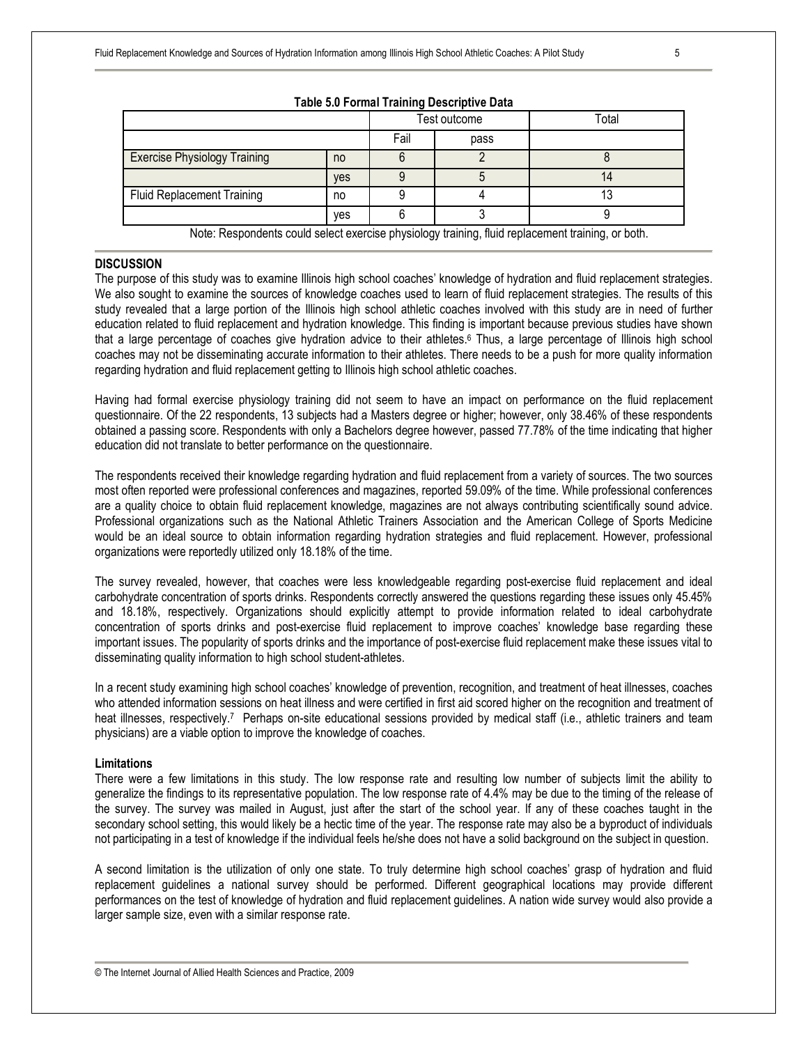**Table 5.0 Formal Training Descriptive Data**

| | | Test outcome | | Total |
|---|---|---|---|---|
| | | Fail | pass | |
| Exercise Physiology Training | no | 6 | 2 | 8 |
| | yes | 9 | 5 | 14 |
| Fluid Replacement Training | no | 9 | 4 | 13 |
| | yes | 6 | 3 | 9 |

Note: Respondents could select exercise physiology training, fluid replacement training, or both.

## DISCUSSION

The purpose of this study was to examine Illinois high school coaches' knowledge of hydration and fluid replacement strategies. We also sought to examine the sources of knowledge coaches used to learn of fluid replacement strategies. The results of this study revealed that a large portion of the Illinois high school athletic coaches involved with this study are in need of further education related to fluid replacement and hydration knowledge. This finding is important because previous studies have shown that a large percentage of coaches give hydration advice to their athletes.[6] Thus, a large percentage of Illinois high school coaches may not be disseminating accurate information to their athletes. There needs to be a push for more quality information regarding hydration and fluid replacement getting to Illinois high school athletic coaches.

Having had formal exercise physiology training did not seem to have an impact on performance on the fluid replacement questionnaire. Of the 22 respondents, 13 subjects had a Masters degree or higher; however, only 38.46% of these respondents obtained a passing score. Respondents with only a Bachelors degree however, passed 77.78% of the time indicating that higher education did not translate to better performance on the questionnaire.

The respondents received their knowledge regarding hydration and fluid replacement from a variety of sources. The two sources most often reported were professional conferences and magazines, reported 59.09% of the time. While professional conferences are a quality choice to obtain fluid replacement knowledge, magazines are not always contributing scientifically sound advice. Professional organizations such as the National Athletic Trainers Association and the American College of Sports Medicine would be an ideal source to obtain information regarding hydration strategies and fluid replacement. However, professional organizations were reportedly utilized only 18.18% of the time.

The survey revealed, however, that coaches were less knowledgeable regarding post-exercise fluid replacement and ideal carbohydrate concentration of sports drinks. Respondents correctly answered the questions regarding these issues only 45.45% and 18.18%, respectively. Organizations should explicitly attempt to provide information related to ideal carbohydrate concentration of sports drinks and post-exercise fluid replacement to improve coaches' knowledge base regarding these important issues. The popularity of sports drinks and the importance of post-exercise fluid replacement make these issues vital to disseminating quality information to high school student-athletes.

In a recent study examining high school coaches' knowledge of prevention, recognition, and treatment of heat illnesses, coaches who attended information sessions on heat illness and were certified in first aid scored higher on the recognition and treatment of heat illnesses, respectively.[7] Perhaps on-site educational sessions provided by medical staff (i.e., athletic trainers and team physicians) are a viable option to improve the knowledge of coaches.

### Limitations

There were a few limitations in this study. The low response rate and resulting low number of subjects limit the ability to generalize the findings to its representative population. The low response rate of 4.4% may be due to the timing of the release of the survey. The survey was mailed in August, just after the start of the school year. If any of these coaches taught in the secondary school setting, this would likely be a hectic time of the year. The response rate may also be a byproduct of individuals not participating in a test of knowledge if the individual feels he/she does not have a solid background on the subject in question.

A second limitation is the utilization of only one state. To truly determine high school coaches' grasp of hydration and fluid replacement guidelines a national survey should be performed. Different geographical locations may provide different performances on the test of knowledge of hydration and fluid replacement guidelines. A nation wide survey would also provide a larger sample size, even with a similar response rate.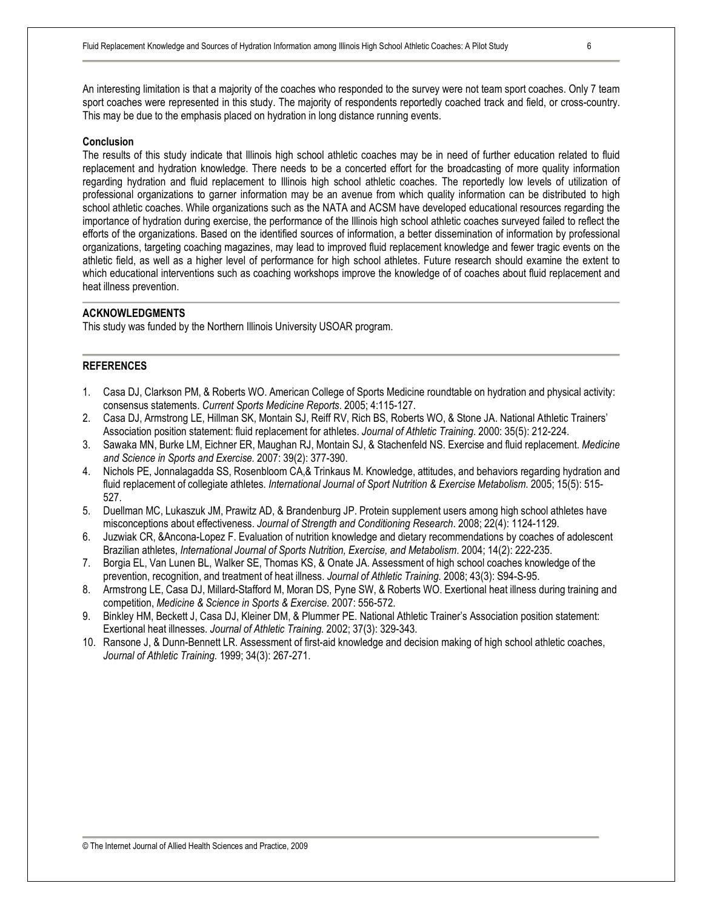An interesting limitation is that a majority of the coaches who responded to the survey were not team sport coaches. Only 7 team sport coaches were represented in this study. The majority of respondents reportedly coached track and field, or cross-country. This may be due to the emphasis placed on hydration in long distance running events.

**Conclusion**

The results of this study indicate that Illinois high school athletic coaches may be in need of further education related to fluid replacement and hydration knowledge. There needs to be a concerted effort for the broadcasting of more quality information regarding hydration and fluid replacement to Illinois high school athletic coaches. The reportedly low levels of utilization of professional organizations to garner information may be an avenue from which quality information can be distributed to high school athletic coaches. While organizations such as the NATA and ACSM have developed educational resources regarding the importance of hydration during exercise, the performance of the Illinois high school athletic coaches surveyed failed to reflect the efforts of the organizations. Based on the identified sources of information, a better dissemination of information by professional organizations, targeting coaching magazines, may lead to improved fluid replacement knowledge and fewer tragic events on the athletic field, as well as a higher level of performance for high school athletes. Future research should examine the extent to which educational interventions such as coaching workshops improve the knowledge of of coaches about fluid replacement and heat illness prevention.

## ACKNOWLEDGMENTS

This study was funded by the Northern Illinois University USOAR program.

## REFERENCES

1. Casa DJ, Clarkson PM, & Roberts WO. American College of Sports Medicine roundtable on hydration and physical activity: consensus statements. *Current Sports Medicine Reports*. 2005; 4:115-127.
2. Casa DJ, Armstrong LE, Hillman SK, Montain SJ, Reiff RV, Rich BS, Roberts WO, & Stone JA. National Athletic Trainers' Association position statement: fluid replacement for athletes. *Journal of Athletic Training*. 2000: 35(5): 212-224.
3. Sawaka MN, Burke LM, Eichner ER, Maughan RJ, Montain SJ, & Stachenfeld NS. Exercise and fluid replacement. *Medicine and Science in Sports and Exercise.* 2007: 39(2): 377-390.
4. Nichols PE, Jonnalagadda SS, Rosenbloom CA,& Trinkaus M. Knowledge, attitudes, and behaviors regarding hydration and fluid replacement of collegiate athletes. *International Journal of Sport Nutrition & Exercise Metabolism.* 2005; 15(5): 515-527.
5. Duellman MC, Lukaszuk JM, Prawitz AD, & Brandenburg JP. Protein supplement users among high school athletes have misconceptions about effectiveness. *Journal of Strength and Conditioning Research*. 2008; 22(4): 1124-1129.
6. Juzwiak CR, &Ancona-Lopez F. Evaluation of nutrition knowledge and dietary recommendations by coaches of adolescent Brazilian athletes, *International Journal of Sports Nutrition, Exercise, and Metabolism*. 2004; 14(2): 222-235.
7. Borgia EL, Van Lunen BL, Walker SE, Thomas KS, & Onate JA. Assessment of high school coaches knowledge of the prevention, recognition, and treatment of heat illness. *Journal of Athletic Training.* 2008; 43(3): S94-S-95.
8. Armstrong LE, Casa DJ, Millard-Stafford M, Moran DS, Pyne SW, & Roberts WO. Exertional heat illness during training and competition, *Medicine & Science in Sports & Exercise.* 2007: 556-572.
9. Binkley HM, Beckett J, Casa DJ, Kleiner DM, & Plummer PE. National Athletic Trainer's Association position statement: Exertional heat illnesses. *Journal of Athletic Training.* 2002; 37(3): 329-343.
10. Ransone J, & Dunn-Bennett LR. Assessment of first-aid knowledge and decision making of high school athletic coaches, *Journal of Athletic Training.* 1999; 34(3): 267-271.